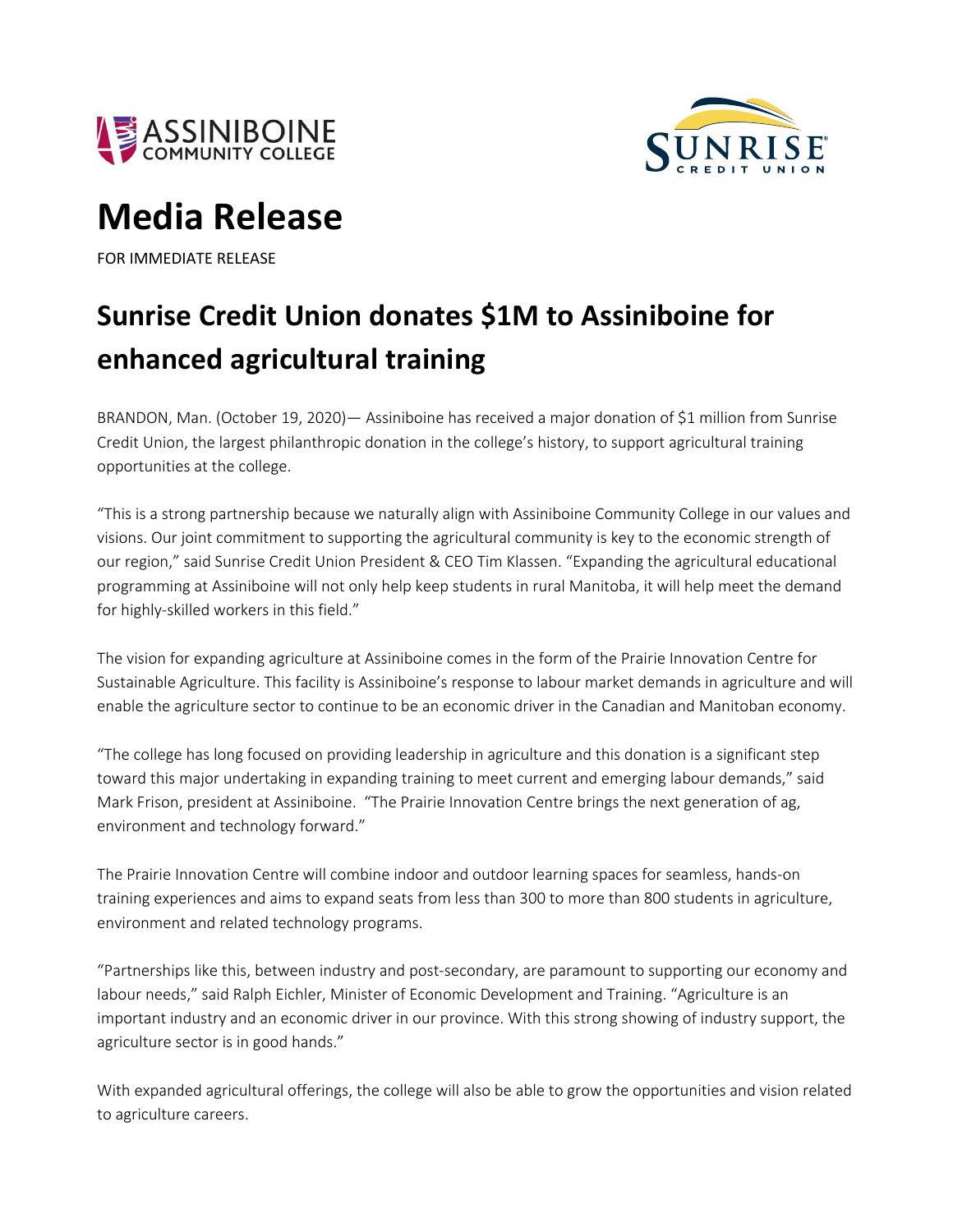# Media Release

FOR IMMEDIATE RELEASE

## Sunrise Credit Union donates $1M to Assiniboine for enhanced agricultural training

BRANDON, Man. (October 19, 2020)— Assiniboine has received a major donation of $1 million from Sunrise Credit Union, the largest philanthropic donation in the college's history, to support agricultural training opportunities at the college.

"This is a strong partnership because we naturally align with Assiniboine Community College in our values and visions. Our joint commitment to supporting the agricultural community is key to the economic strength of our region," said Sunrise Credit Union President & CEO Tim Klassen. "Expanding the agricultural educational programming at Assiniboine will not only help keep students in rural Manitoba, it will help meet the demand for highly-skilled workers in this field."

The vision for expanding agriculture at Assiniboine comes in the form of the Prairie Innovation Centre for Sustainable Agriculture. This facility is Assiniboine's response to labour market demands in agriculture and will enable the agriculture sector to continue to be an economic driver in the Canadian and Manitoban economy.

"The college has long focused on providing leadership in agriculture and this donation is a significant step toward this major undertaking in expanding training to meet current and emerging labour demands," said Mark Frison, president at Assiniboine. "The Prairie Innovation Centre brings the next generation of ag, environment and technology forward."

The Prairie Innovation Centre will combine indoor and outdoor learning spaces for seamless, hands-on training experiences and aims to expand seats from less than 300 to more than 800 students in agriculture, environment and related technology programs.

"Partnerships like this, between industry and post-secondary, are paramount to supporting our economy and labour needs," said Ralph Eichler, Minister of Economic Development and Training. "Agriculture is an important industry and an economic driver in our province. With this strong showing of industry support, the agriculture sector is in good hands."

With expanded agricultural offerings, the college will also be able to grow the opportunities and vision related to agriculture careers.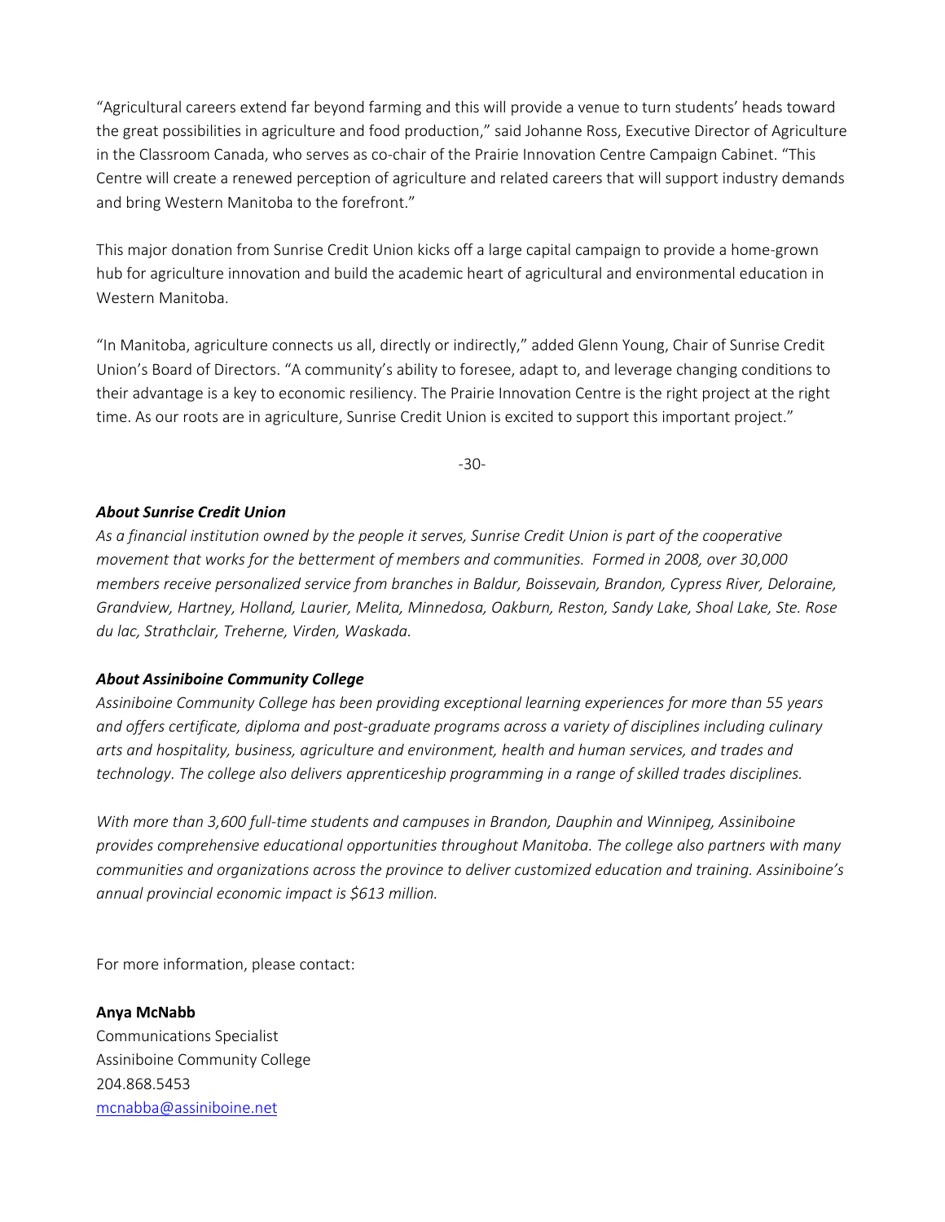"Agricultural careers extend far beyond farming and this will provide a venue to turn students' heads toward the great possibilities in agriculture and food production," said Johanne Ross, Executive Director of Agriculture in the Classroom Canada, who serves as co-chair of the Prairie Innovation Centre Campaign Cabinet. "This Centre will create a renewed perception of agriculture and related careers that will support industry demands and bring Western Manitoba to the forefront."

This major donation from Sunrise Credit Union kicks off a large capital campaign to provide a home-grown hub for agriculture innovation and build the academic heart of agricultural and environmental education in Western Manitoba.

"In Manitoba, agriculture connects us all, directly or indirectly," added Glenn Young, Chair of Sunrise Credit Union's Board of Directors. "A community's ability to foresee, adapt to, and leverage changing conditions to their advantage is a key to economic resiliency. The Prairie Innovation Centre is the right project at the right time. As our roots are in agriculture, Sunrise Credit Union is excited to support this important project."

-30-

***About Sunrise Credit Union***

*As a financial institution owned by the people it serves, Sunrise Credit Union is part of the cooperative movement that works for the betterment of members and communities. Formed in 2008, over 30,000 members receive personalized service from branches in Baldur, Boissevain, Brandon, Cypress River, Deloraine, Grandview, Hartney, Holland, Laurier, Melita, Minnedosa, Oakburn, Reston, Sandy Lake, Shoal Lake, Ste. Rose du lac, Strathclair, Treherne, Virden, Waskada.*

***About Assiniboine Community College***

*Assiniboine Community College has been providing exceptional learning experiences for more than 55 years and offers certificate, diploma and post-graduate programs across a variety of disciplines including culinary arts and hospitality, business, agriculture and environment, health and human services, and trades and technology. The college also delivers apprenticeship programming in a range of skilled trades disciplines.*

*With more than 3,600 full-time students and campuses in Brandon, Dauphin and Winnipeg, Assiniboine provides comprehensive educational opportunities throughout Manitoba. The college also partners with many communities and organizations across the province to deliver customized education and training. Assiniboine's annual provincial economic impact is $613 million.*

For more information, please contact:

**Anya McNabb**
Communications Specialist
Assiniboine Community College
204.868.5453
mcnabba@assiniboine.net